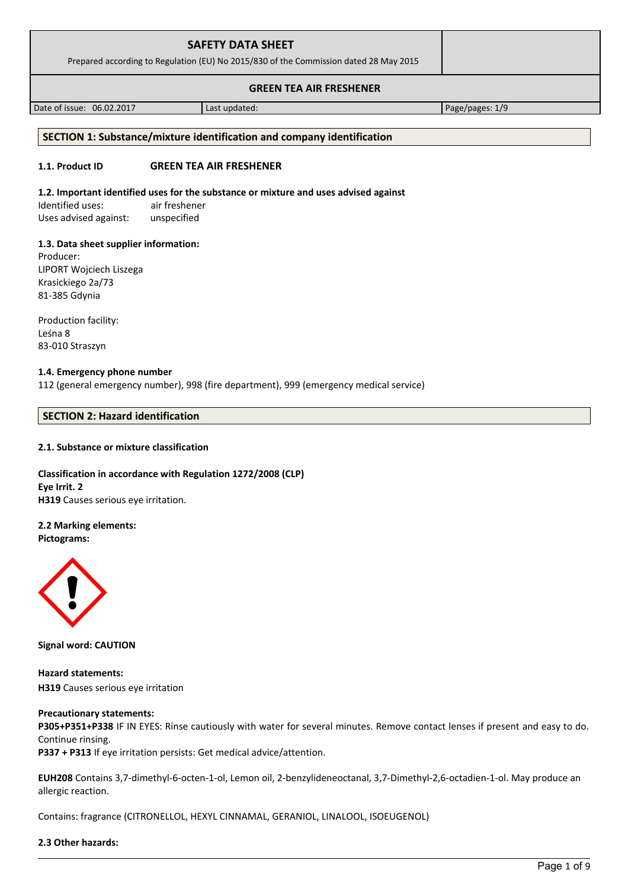| SAFETY DATA SHEET<br>Prepared according to Regulation (EU) No 2015/830 of the Commission dated 28 May 2015 | | |
|---|---|---|
| **GREEN TEA AIR FRESHENER** | | |
| Date of issue: 06.02.2017 | Last updated: | Page/pages: 1/9 |

## SECTION 1: Substance/mixture identification and company identification

**1.1. Product ID** **GREEN TEA AIR FRESHENER**

**1.2. Important identified uses for the substance or mixture and uses advised against**

Identified uses: air freshener
Uses advised against: unspecified

**1.3. Data sheet supplier information:**

Producer:
LIPORT Wojciech Liszega
Krasickiego 2a/73
81-385 Gdynia

Production facility:
Leśna 8
83-010 Straszyn

**1.4. Emergency phone number**

112 (general emergency number), 998 (fire department), 999 (emergency medical service)

## SECTION 2: Hazard identification

**2.1. Substance or mixture classification**

**Classification in accordance with Regulation 1272/2008 (CLP)**
**Eye Irrit. 2**
**H319** Causes serious eye irritation.

**2.2 Marking elements:**
**Pictograms:**

**Signal word: CAUTION**

**Hazard statements:**
**H319** Causes serious eye irritation

**Precautionary statements:**
**P305+P351+P338** IF IN EYES: Rinse cautiously with water for several minutes. Remove contact lenses if present and easy to do. Continue rinsing.
**P337 + P313** If eye irritation persists: Get medical advice/attention.

**EUH208** Contains 3,7-dimethyl-6-octen-1-ol, Lemon oil, 2-benzylideneoctanal, 3,7-Dimethyl-2,6-octadien-1-ol. May produce an allergic reaction.

Contains: fragrance (CITRONELLOL, HEXYL CINNAMAL, GERANIOL, LINALOOL, ISOEUGENOL)

**2.3 Other hazards:**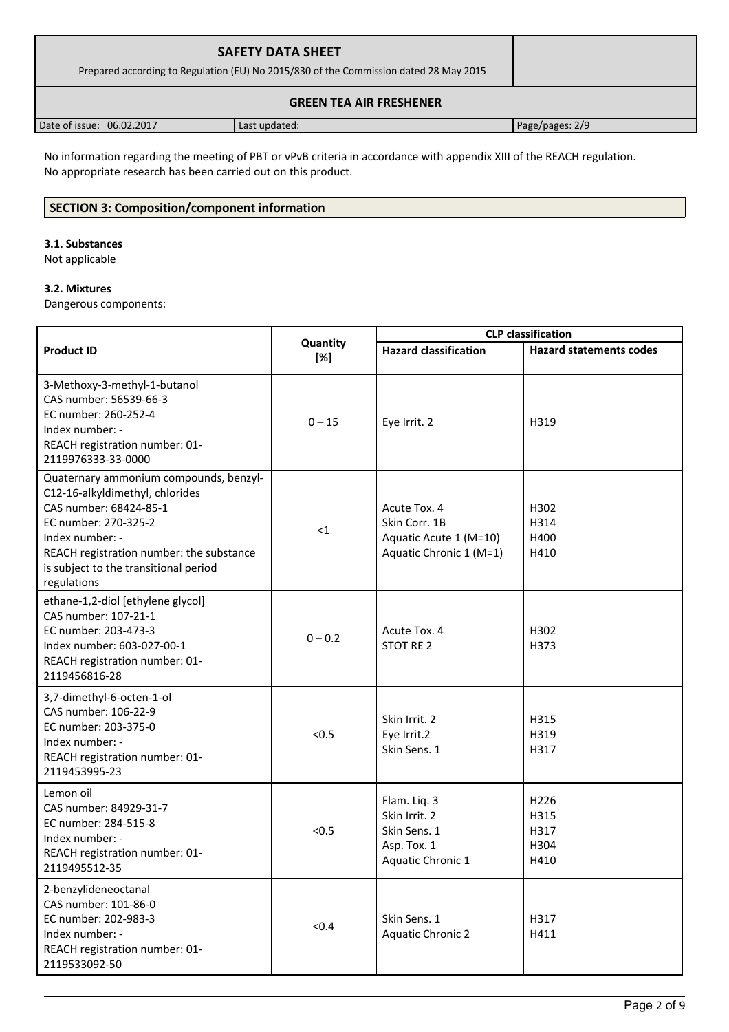No information regarding the meeting of PBT or vPvB criteria in accordance with appendix XIII of the REACH regulation.
No appropriate research has been carried out on this product.

## SECTION 3: Composition/component information

### 3.1. Substances

Not applicable

### 3.2. Mixtures

Dangerous components:

| Product ID | Quantity [%] | CLP classification | |
|---|---|---|---|
| | | Hazard classification | Hazard statements codes |
| 3-Methoxy-3-methyl-1-butanol<br>CAS number: 56539-66-3<br>EC number: 260-252-4<br>Index number: -<br>REACH registration number: 01-2119976333-33-0000 | 0 – 15 | Eye Irrit. 2 | H319 |
| Quaternary ammonium compounds, benzyl-C12-16-alkyldimethyl, chlorides<br>CAS number: 68424-85-1<br>EC number: 270-325-2<br>Index number: -<br>REACH registration number: the substance is subject to the transitional period regulations | <1 | Acute Tox. 4<br>Skin Corr. 1B<br>Aquatic Acute 1 (M=10)<br>Aquatic Chronic 1 (M=1) | H302<br>H314<br>H400<br>H410 |
| ethane-1,2-diol [ethylene glycol]<br>CAS number: 107-21-1<br>EC number: 203-473-3<br>Index number: 603-027-00-1<br>REACH registration number: 01-2119456816-28 | 0 – 0.2 | Acute Tox. 4<br>STOT RE 2 | H302<br>H373 |
| 3,7-dimethyl-6-octen-1-ol<br>CAS number: 106-22-9<br>EC number: 203-375-0<br>Index number: -<br>REACH registration number: 01-2119453995-23 | <0.5 | Skin Irrit. 2<br>Eye Irrit.2<br>Skin Sens. 1 | H315<br>H319<br>H317 |
| Lemon oil<br>CAS number: 84929-31-7<br>EC number: 284-515-8<br>Index number: -<br>REACH registration number: 01-2119495512-35 | <0.5 | Flam. Liq. 3<br>Skin Irrit. 2<br>Skin Sens. 1<br>Asp. Tox. 1<br>Aquatic Chronic 1 | H226<br>H315<br>H317<br>H304<br>H410 |
| 2-benzylideneoctanal<br>CAS number: 101-86-0<br>EC number: 202-983-3<br>Index number: -<br>REACH registration number: 01-2119533092-50 | <0.4 | Skin Sens. 1<br>Aquatic Chronic 2 | H317<br>H411 |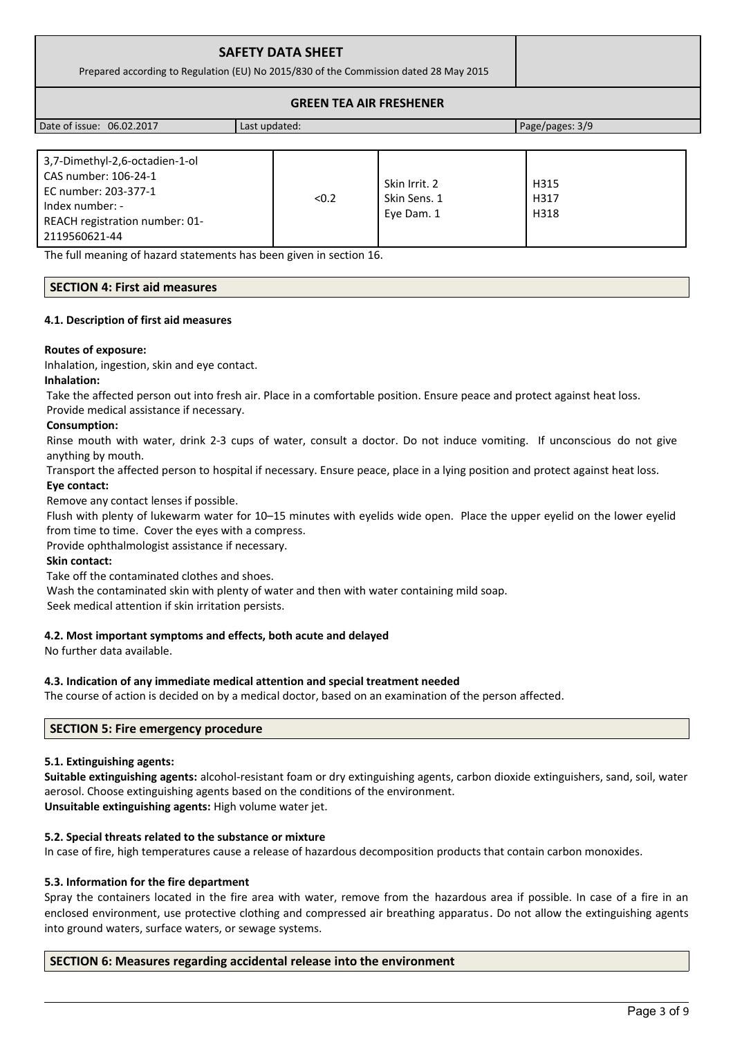| | | | |
|---|---|---|---|
| 3,7-Dimethyl-2,6-octadien-1-ol<br>CAS number: 106-24-1<br>EC number: 203-377-1<br>Index number: -<br>REACH registration number: 01-2119560621-44 | <0.2 | Skin Irrit. 2<br>Skin Sens. 1<br>Eye Dam. 1 | H315<br>H317<br>H318 |

The full meaning of hazard statements has been given in section 16.

## SECTION 4: First aid measures

### 4.1. Description of first aid measures

**Routes of exposure:**

Inhalation, ingestion, skin and eye contact.

**Inhalation:**

Take the affected person out into fresh air. Place in a comfortable position. Ensure peace and protect against heat loss. Provide medical assistance if necessary.

**Consumption:**

Rinse mouth with water, drink 2-3 cups of water, consult a doctor. Do not induce vomiting. If unconscious do not give anything by mouth.

Transport the affected person to hospital if necessary. Ensure peace, place in a lying position and protect against heat loss.

**Eye contact:**

Remove any contact lenses if possible.

Flush with plenty of lukewarm water for 10–15 minutes with eyelids wide open. Place the upper eyelid on the lower eyelid from time to time. Cover the eyes with a compress.

Provide ophthalmologist assistance if necessary.

**Skin contact:**

Take off the contaminated clothes and shoes.

Wash the contaminated skin with plenty of water and then with water containing mild soap.

Seek medical attention if skin irritation persists.

### 4.2. Most important symptoms and effects, both acute and delayed

No further data available.

### 4.3. Indication of any immediate medical attention and special treatment needed

The course of action is decided on by a medical doctor, based on an examination of the person affected.

## SECTION 5: Fire emergency procedure

### 5.1. Extinguishing agents:

**Suitable extinguishing agents:** alcohol-resistant foam or dry extinguishing agents, carbon dioxide extinguishers, sand, soil, water aerosol. Choose extinguishing agents based on the conditions of the environment.

**Unsuitable extinguishing agents:** High volume water jet.

### 5.2. Special threats related to the substance or mixture

In case of fire, high temperatures cause a release of hazardous decomposition products that contain carbon monoxides.

### 5.3. Information for the fire department

Spray the containers located in the fire area with water, remove from the hazardous area if possible. In case of a fire in an enclosed environment, use protective clothing and compressed air breathing apparatus. Do not allow the extinguishing agents into ground waters, surface waters, or sewage systems.

## SECTION 6: Measures regarding accidental release into the environment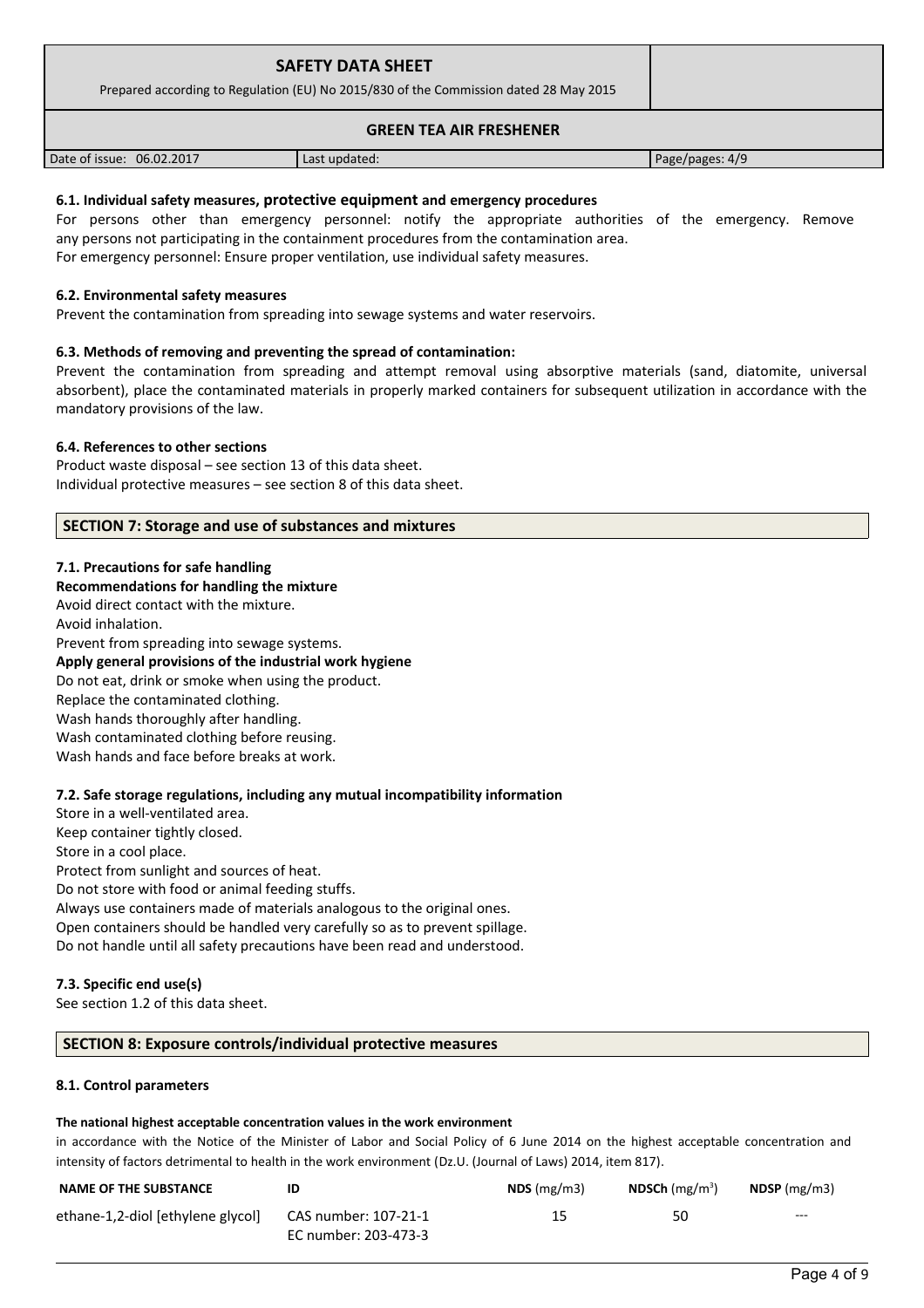### 6.1. Individual safety measures, protective equipment and emergency procedures

For persons other than emergency personnel: notify the appropriate authorities of the emergency. Remove any persons not participating in the containment procedures from the contamination area.
For emergency personnel: Ensure proper ventilation, use individual safety measures.

### 6.2. Environmental safety measures

Prevent the contamination from spreading into sewage systems and water reservoirs.

### 6.3. Methods of removing and preventing the spread of contamination:

Prevent the contamination from spreading and attempt removal using absorptive materials (sand, diatomite, universal absorbent), place the contaminated materials in properly marked containers for subsequent utilization in accordance with the mandatory provisions of the law.

### 6.4. References to other sections

Product waste disposal – see section 13 of this data sheet.
Individual protective measures – see section 8 of this data sheet.

## SECTION 7: Storage and use of substances and mixtures

### 7.1. Precautions for safe handling

**Recommendations for handling the mixture**

Avoid direct contact with the mixture.
Avoid inhalation.
Prevent from spreading into sewage systems.

**Apply general provisions of the industrial work hygiene**

Do not eat, drink or smoke when using the product.
Replace the contaminated clothing.
Wash hands thoroughly after handling.
Wash contaminated clothing before reusing.
Wash hands and face before breaks at work.

### 7.2. Safe storage regulations, including any mutual incompatibility information

Store in a well-ventilated area.
Keep container tightly closed.
Store in a cool place.
Protect from sunlight and sources of heat.
Do not store with food or animal feeding stuffs.
Always use containers made of materials analogous to the original ones.
Open containers should be handled very carefully so as to prevent spillage.
Do not handle until all safety precautions have been read and understood.

### 7.3. Specific end use(s)

See section 1.2 of this data sheet.

## SECTION 8: Exposure controls/individual protective measures

### 8.1. Control parameters

**The national highest acceptable concentration values in the work environment**

in accordance with the Notice of the Minister of Labor and Social Policy of 6 June 2014 on the highest acceptable concentration and intensity of factors detrimental to health in the work environment (Dz.U. (Journal of Laws) 2014, item 817).

| NAME OF THE SUBSTANCE | ID | NDS (mg/m3) | NDSCh (mg/m$^3$) | NDSP (mg/m3) |
|---|---|---|---|---|
| ethane-1,2-diol [ethylene glycol] | CAS number: 107-21-1<br>EC number: 203-473-3 | 15 | 50 | --- |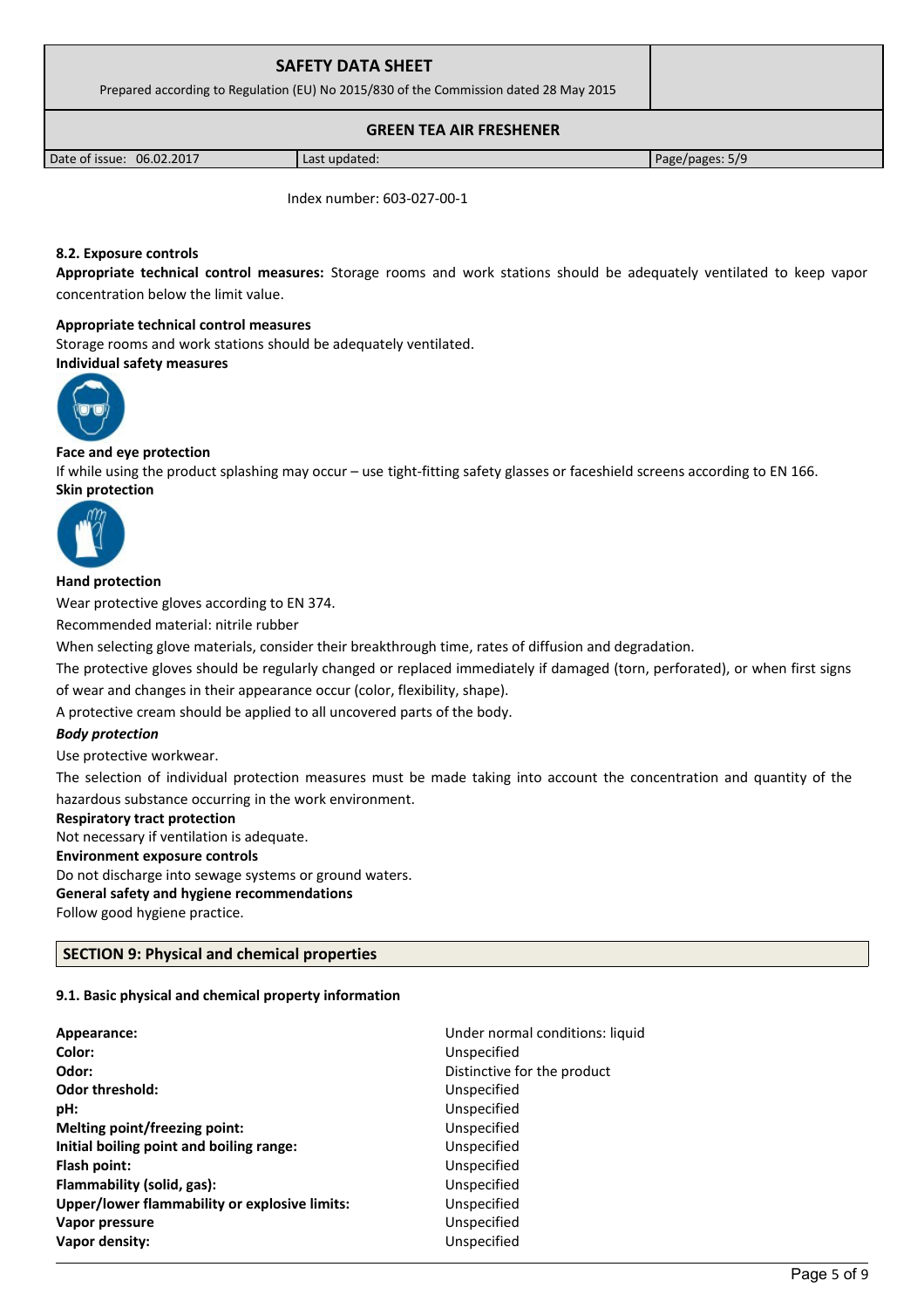Index number: 603-027-00-1

#### 8.2. Exposure controls

**Appropriate technical control measures:** Storage rooms and work stations should be adequately ventilated to keep vapor concentration below the limit value.

**Appropriate technical control measures**

Storage rooms and work stations should be adequately ventilated.

**Individual safety measures**

**Face and eye protection**

If while using the product splashing may occur – use tight-fitting safety glasses or faceshield screens according to EN 166.

**Skin protection**

**Hand protection**

Wear protective gloves according to EN 374.

Recommended material: nitrile rubber

When selecting glove materials, consider their breakthrough time, rates of diffusion and degradation.

The protective gloves should be regularly changed or replaced immediately if damaged (torn, perforated), or when first signs of wear and changes in their appearance occur (color, flexibility, shape).

A protective cream should be applied to all uncovered parts of the body.

***Body protection***

Use protective workwear.

The selection of individual protection measures must be made taking into account the concentration and quantity of the hazardous substance occurring in the work environment.

**Respiratory tract protection**

Not necessary if ventilation is adequate.

**Environment exposure controls**

Do not discharge into sewage systems or ground waters.

**General safety and hygiene recommendations**

Follow good hygiene practice.

## SECTION 9: Physical and chemical properties

#### 9.1. Basic physical and chemical property information

| | |
|---|---|
| **Appearance:** | Under normal conditions: liquid |
| **Color:** | Unspecified |
| **Odor:** | Distinctive for the product |
| **Odor threshold:** | Unspecified |
| **pH:** | Unspecified |
| **Melting point/freezing point:** | Unspecified |
| **Initial boiling point and boiling range:** | Unspecified |
| **Flash point:** | Unspecified |
| **Flammability (solid, gas):** | Unspecified |
| **Upper/lower flammability or explosive limits:** | Unspecified |
| **Vapor pressure** | Unspecified |
| **Vapor density:** | Unspecified |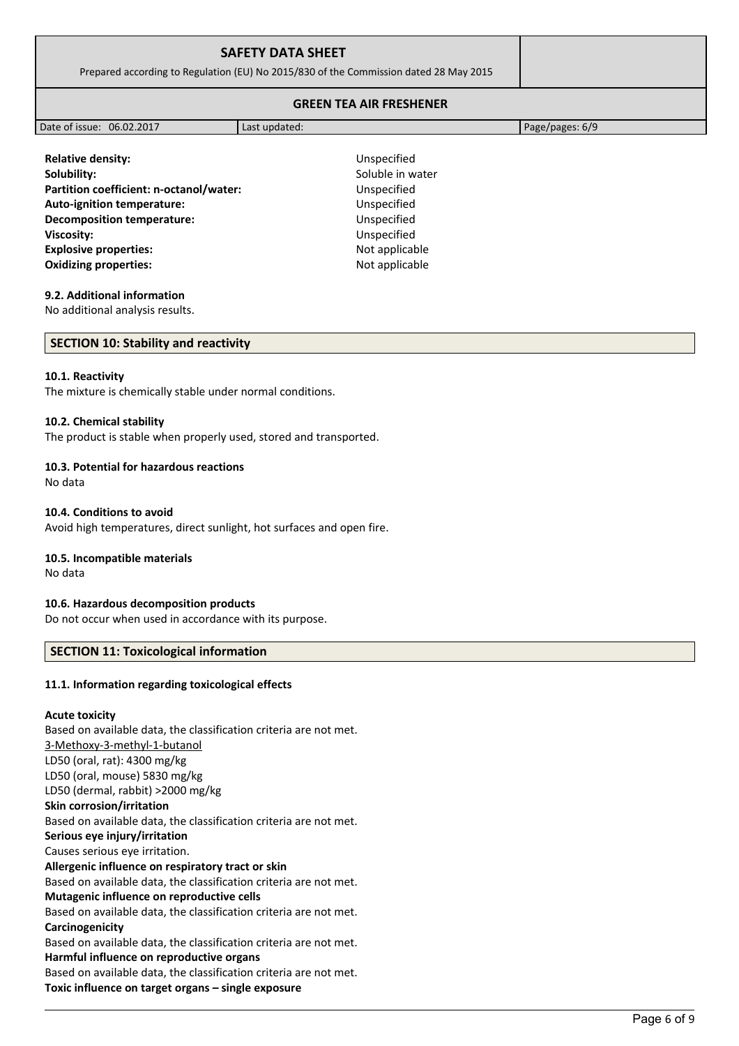| Property | Value |
|---|---|
| **Relative density:** | Unspecified |
| **Solubility:** | Soluble in water |
| **Partition coefficient: n-octanol/water:** | Unspecified |
| **Auto-ignition temperature:** | Unspecified |
| **Decomposition temperature:** | Unspecified |
| **Viscosity:** | Unspecified |
| **Explosive properties:** | Not applicable |
| **Oxidizing properties:** | Not applicable |

### 9.2. Additional information

No additional analysis results.

## SECTION 10: Stability and reactivity

### 10.1. Reactivity

The mixture is chemically stable under normal conditions.

### 10.2. Chemical stability

The product is stable when properly used, stored and transported.

### 10.3. Potential for hazardous reactions

No data

### 10.4. Conditions to avoid

Avoid high temperatures, direct sunlight, hot surfaces and open fire.

### 10.5. Incompatible materials

No data

### 10.6. Hazardous decomposition products

Do not occur when used in accordance with its purpose.

## SECTION 11: Toxicological information

### 11.1. Information regarding toxicological effects

**Acute toxicity**

Based on available data, the classification criteria are not met.

3-Methoxy-3-methyl-1-butanol

LD50 (oral, rat): 4300 mg/kg

LD50 (oral, mouse) 5830 mg/kg

LD50 (dermal, rabbit) >2000 mg/kg

**Skin corrosion/irritation**

Based on available data, the classification criteria are not met.

**Serious eye injury/irritation**

Causes serious eye irritation.

**Allergenic influence on respiratory tract or skin**

Based on available data, the classification criteria are not met.

**Mutagenic influence on reproductive cells**

Based on available data, the classification criteria are not met.

**Carcinogenicity**

Based on available data, the classification criteria are not met.

**Harmful influence on reproductive organs**

Based on available data, the classification criteria are not met.

**Toxic influence on target organs – single exposure**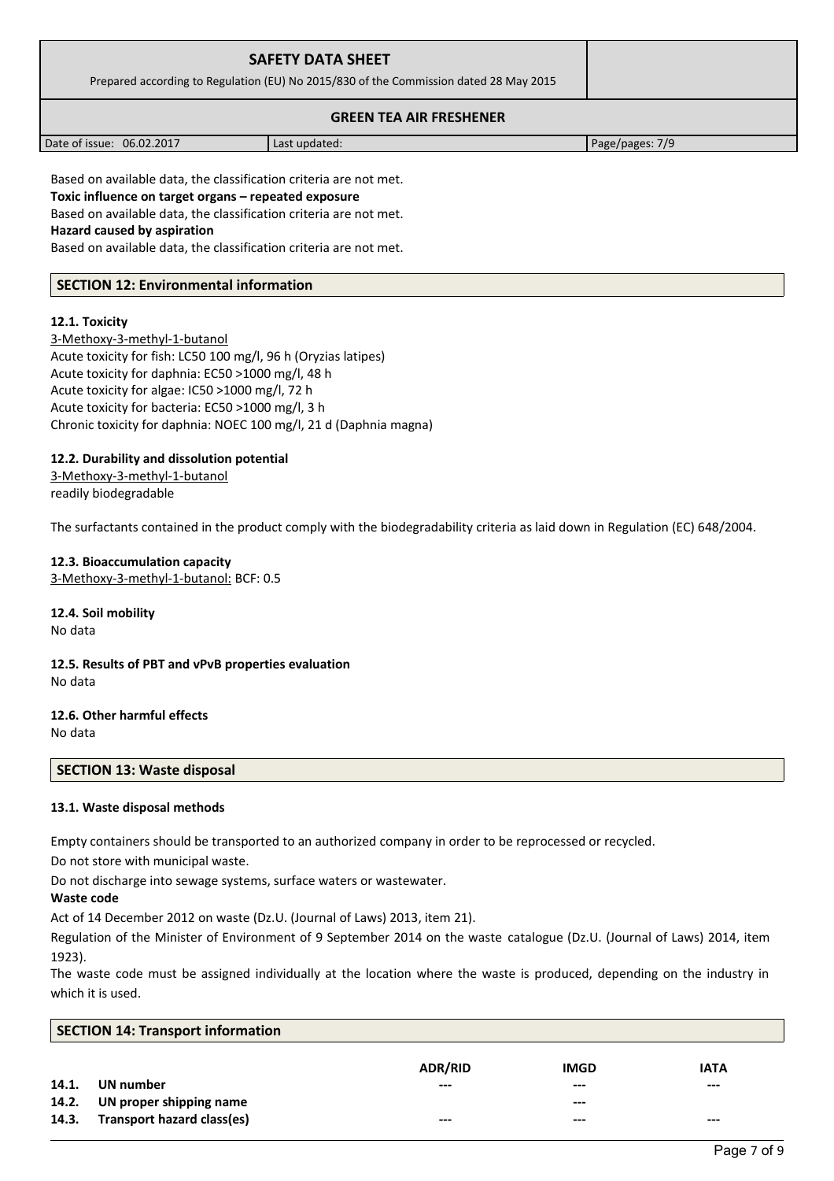Based on available data, the classification criteria are not met.

**Toxic influence on target organs – repeated exposure**

Based on available data, the classification criteria are not met.

**Hazard caused by aspiration**

Based on available data, the classification criteria are not met.

## SECTION 12: Environmental information

### 12.1. Toxicity

3-Methoxy-3-methyl-1-butanol

Acute toxicity for fish: LC50 100 mg/l, 96 h (Oryzias latipes)
Acute toxicity for daphnia: EC50 >1000 mg/l, 48 h
Acute toxicity for algae: IC50 >1000 mg/l, 72 h
Acute toxicity for bacteria: EC50 >1000 mg/l, 3 h
Chronic toxicity for daphnia: NOEC 100 mg/l, 21 d (Daphnia magna)

### 12.2. Durability and dissolution potential

3-Methoxy-3-methyl-1-butanol
readily biodegradable

The surfactants contained in the product comply with the biodegradability criteria as laid down in Regulation (EC) 648/2004.

### 12.3. Bioaccumulation capacity

3-Methoxy-3-methyl-1-butanol: BCF: 0.5

### 12.4. Soil mobility

No data

### 12.5. Results of PBT and vPvB properties evaluation

No data

### 12.6. Other harmful effects

No data

## SECTION 13: Waste disposal

### 13.1. Waste disposal methods

Empty containers should be transported to an authorized company in order to be reprocessed or recycled.

Do not store with municipal waste.

Do not discharge into sewage systems, surface waters or wastewater.

**Waste code**

Act of 14 December 2012 on waste (Dz.U. (Journal of Laws) 2013, item 21).

Regulation of the Minister of Environment of 9 September 2014 on the waste catalogue (Dz.U. (Journal of Laws) 2014, item 1923).

The waste code must be assigned individually at the location where the waste is produced, depending on the industry in which it is used.

## SECTION 14: Transport information

| | | ADR/RID | IMGD | IATA |
|---|---|---|---|---|
| 14.1. | UN number | --- | --- | --- |
| 14.2. | UN proper shipping name | | --- | |
| 14.3. | Transport hazard class(es) | --- | --- | --- |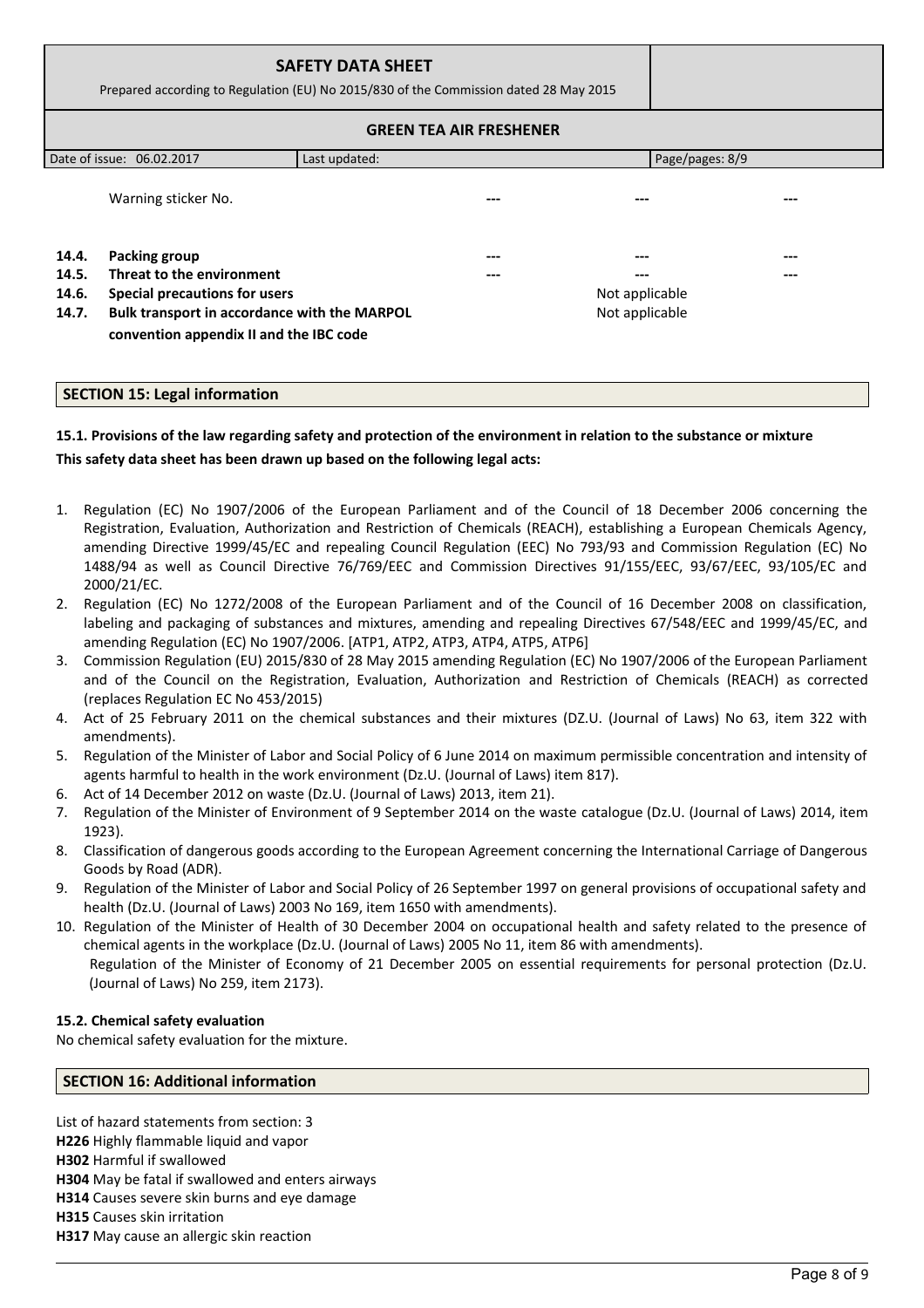| | | | | |
|---|---|---|---|---|
| | Warning sticker No. | --- | --- | --- |
| **14.4.** | **Packing group** | --- | --- | --- |
| **14.5.** | **Threat to the environment** | --- | --- | --- |
| **14.6.** | **Special precautions for users** | | Not applicable | |
| **14.7.** | **Bulk transport in accordance with the MARPOL convention appendix II and the IBC code** | | Not applicable | |

## SECTION 15: Legal information

### 15.1. Provisions of the law regarding safety and protection of the environment in relation to the substance or mixture

**This safety data sheet has been drawn up based on the following legal acts:**

1. Regulation (EC) No 1907/2006 of the European Parliament and of the Council of 18 December 2006 concerning the Registration, Evaluation, Authorization and Restriction of Chemicals (REACH), establishing a European Chemicals Agency, amending Directive 1999/45/EC and repealing Council Regulation (EEC) No 793/93 and Commission Regulation (EC) No 1488/94 as well as Council Directive 76/769/EEC and Commission Directives 91/155/EEC, 93/67/EEC, 93/105/EC and 2000/21/EC.
2. Regulation (EC) No 1272/2008 of the European Parliament and of the Council of 16 December 2008 on classification, labeling and packaging of substances and mixtures, amending and repealing Directives 67/548/EEC and 1999/45/EC, and amending Regulation (EC) No 1907/2006. [ATP1, ATP2, ATP3, ATP4, ATP5, ATP6]
3. Commission Regulation (EU) 2015/830 of 28 May 2015 amending Regulation (EC) No 1907/2006 of the European Parliament and of the Council on the Registration, Evaluation, Authorization and Restriction of Chemicals (REACH) as corrected (replaces Regulation EC No 453/2015)
4. Act of 25 February 2011 on the chemical substances and their mixtures (DZ.U. (Journal of Laws) No 63, item 322 with amendments).
5. Regulation of the Minister of Labor and Social Policy of 6 June 2014 on maximum permissible concentration and intensity of agents harmful to health in the work environment (Dz.U. (Journal of Laws) item 817).
6. Act of 14 December 2012 on waste (Dz.U. (Journal of Laws) 2013, item 21).
7. Regulation of the Minister of Environment of 9 September 2014 on the waste catalogue (Dz.U. (Journal of Laws) 2014, item 1923).
8. Classification of dangerous goods according to the European Agreement concerning the International Carriage of Dangerous Goods by Road (ADR).
9. Regulation of the Minister of Labor and Social Policy of 26 September 1997 on general provisions of occupational safety and health (Dz.U. (Journal of Laws) 2003 No 169, item 1650 with amendments).
10. Regulation of the Minister of Health of 30 December 2004 on occupational health and safety related to the presence of chemical agents in the workplace (Dz.U. (Journal of Laws) 2005 No 11, item 86 with amendments).
    Regulation of the Minister of Economy of 21 December 2005 on essential requirements for personal protection (Dz.U. (Journal of Laws) No 259, item 2173).

### 15.2. Chemical safety evaluation

No chemical safety evaluation for the mixture.

## SECTION 16: Additional information

List of hazard statements from section: 3

**H226** Highly flammable liquid and vapor
**H302** Harmful if swallowed
**H304** May be fatal if swallowed and enters airways
**H314** Causes severe skin burns and eye damage
**H315** Causes skin irritation
**H317** May cause an allergic skin reaction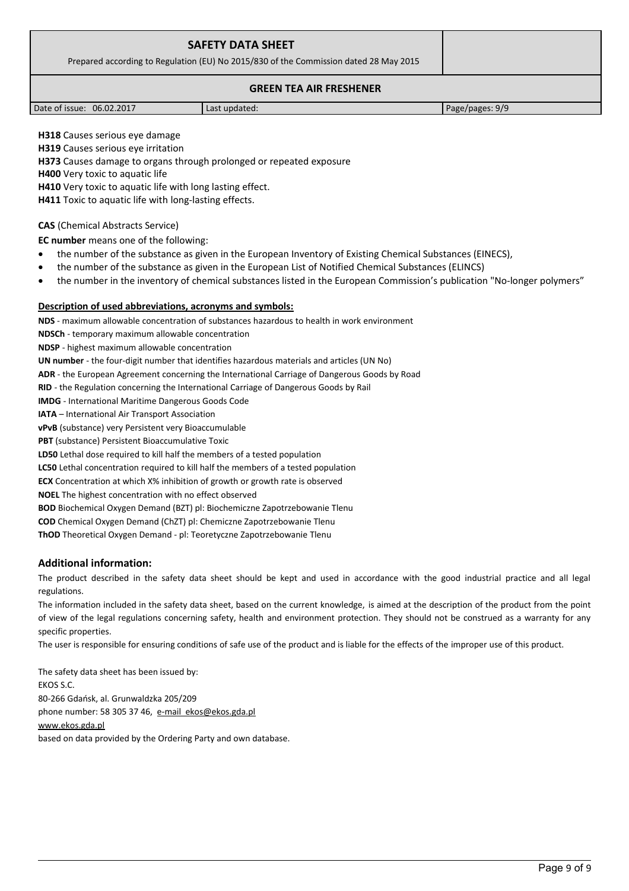**H318** Causes serious eye damage
**H319** Causes serious eye irritation
**H373** Causes damage to organs through prolonged or repeated exposure
**H400** Very toxic to aquatic life
**H410** Very toxic to aquatic life with long lasting effect.
**H411** Toxic to aquatic life with long-lasting effects.

**CAS** (Chemical Abstracts Service)

**EC number** means one of the following:

- the number of the substance as given in the European Inventory of Existing Chemical Substances (EINECS),
- the number of the substance as given in the European List of Notified Chemical Substances (ELINCS)
- the number in the inventory of chemical substances listed in the European Commission's publication "No-longer polymers"

**Description of used abbreviations, acronyms and symbols:**

**NDS** - maximum allowable concentration of substances hazardous to health in work environment
**NDSCh** - temporary maximum allowable concentration
**NDSP** - highest maximum allowable concentration
**UN number** - the four-digit number that identifies hazardous materials and articles (UN No)
**ADR** - the European Agreement concerning the International Carriage of Dangerous Goods by Road
**RID** - the Regulation concerning the International Carriage of Dangerous Goods by Rail
**IMDG** - International Maritime Dangerous Goods Code
**IATA** – International Air Transport Association
**vPvB** (substance) very Persistent very Bioaccumulable
**PBT** (substance) Persistent Bioaccumulative Toxic
**LD50** Lethal dose required to kill half the members of a tested population
**LC50** Lethal concentration required to kill half the members of a tested population
**ECX** Concentration at which X% inhibition of growth or growth rate is observed
**NOEL** The highest concentration with no effect observed
**BOD** Biochemical Oxygen Demand (BZT) pl: Biochemiczne Zapotrzebowanie Tlenu
**COD** Chemical Oxygen Demand (ChZT) pl: Chemiczne Zapotrzebowanie Tlenu
**ThOD** Theoretical Oxygen Demand - pl: Teoretyczne Zapotrzebowanie Tlenu

## Additional information:

The product described in the safety data sheet should be kept and used in accordance with the good industrial practice and all legal regulations.

The information included in the safety data sheet, based on the current knowledge, is aimed at the description of the product from the point of view of the legal regulations concerning safety, health and environment protection. They should not be construed as a warranty for any specific properties.

The user is responsible for ensuring conditions of safe use of the product and is liable for the effects of the improper use of this product.

The safety data sheet has been issued by:
EKOS S.C.
80-266 Gdańsk, al. Grunwaldzka 205/209
phone number: 58 305 37 46, e-mail ekos@ekos.gda.pl
www.ekos.gda.pl
based on data provided by the Ordering Party and own database.